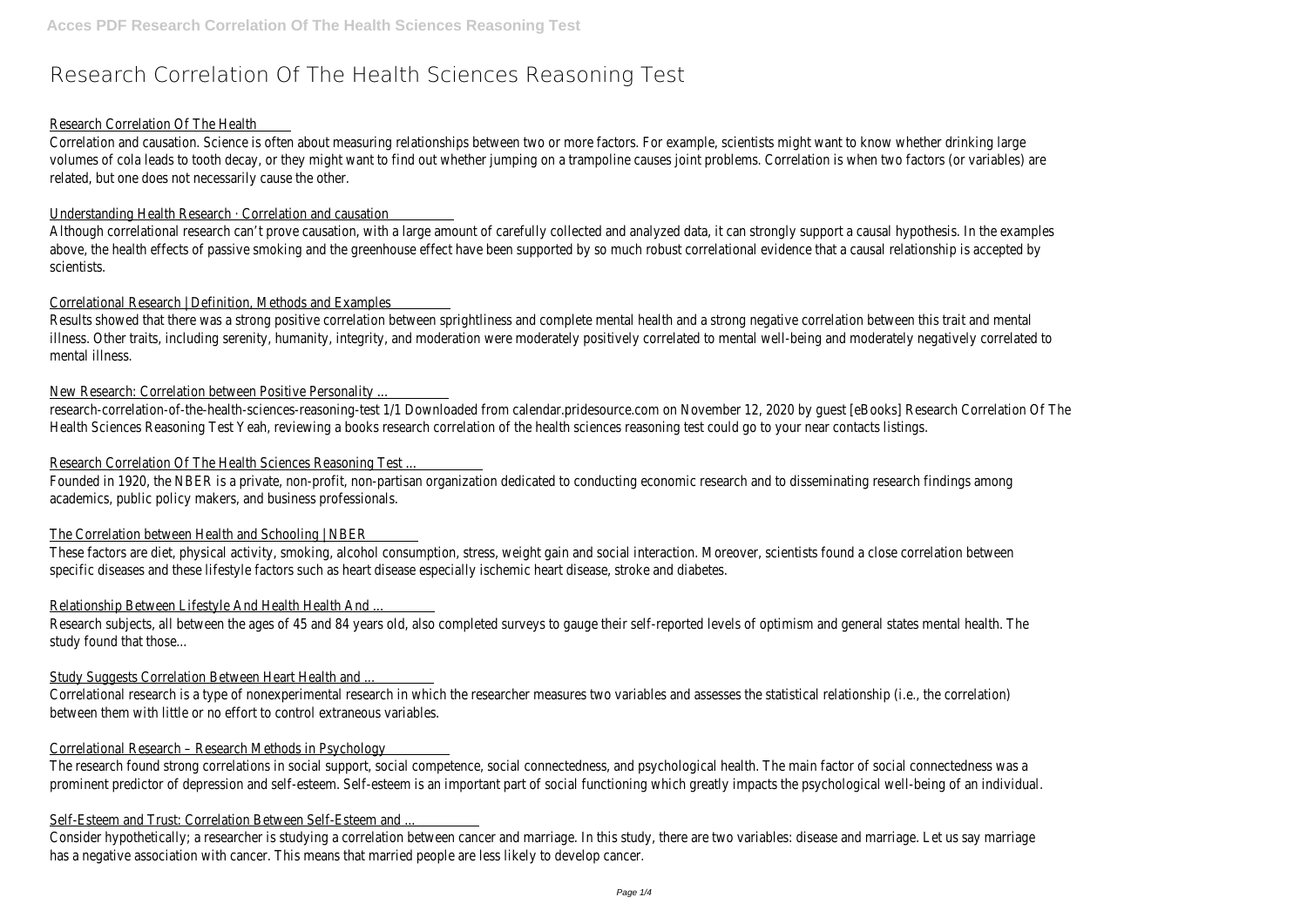# Research Correlation Of The Health Sciences Reasoning Test

Research Correlation Of The Health

Correlation and causation. Science is often about measuring relationships between two or more factors. For example, scientists might want to know whether drinking large volumes of cola leads to tooth decay, or they might want to find out whether jumping on a trampoline causes joint problems. Correlation is when two factors (or variables) are related, but one does not necessarily cause the other.

Understanding Health Research · Correlation and causation

Although correlational research can't prove causation, with a large amount of carefully collected and analyzed data, it can strongly support a causal hypothesis. In the examples above, the health effects of passive smoking and the greenhouse effect have been supported by so much robust correlational evidence that a causal relationship is accepted by scientists.

Correlational Research | Definition, Methods and Examples

Results showed that there was a strong positive correlation between sprightliness and complete mental health and a strong negative correlation between this trait and mental illness. Other traits, including serenity, humanity, integrity, and moderation were moderately positively correlated to mental well-being and moderately negatively correlated to mental illness.

New Research: Correlation between Positive Personality ...

research-correlation-of-the-health-sciences-reasoning-test 1/1 Downloaded from calendar.pridesource.com on November 12, 2020 by guest [eBooks] Research Correlation Of The Health Sciences Reasoning Test Yeah, reviewing a books research correlation of the health sciences reasoning test could go to your near contacts listings.

Research Correlation Of The Health Sciences Reasoning Test ...

Founded in 1920, the NBER is a private, non-profit, non-partisan organization dedicated to conducting economic research and to disseminating research findings among academics, public policy makers, and business professionals.

The Correlation between Health and Schooling | NBER

These factors are diet, physical activity, smoking, alcohol consumption, stress, weight gain and social interaction. Moreover, scientists found a close correlation between specific diseases and these lifestyle factors such as heart disease especially ischemic heart disease, stroke and diabetes.

Relationship Between Lifestyle And Health Health And ...

Research subjects, all between the ages of 45 and 84 years old, also completed surveys to gauge their self-reported levels of optimism and general states mental health. The study found that those...

Study Suggests Correlation Between Heart Health and ...

Correlational research is a type of nonexperimental research in which the researcher measures two variables and assesses the statistical relationship (i.e., the correlation) between them with little or no effort to control extraneous variables.

Correlational Research – Research Methods in Psychology

The research found strong correlations in social support, social competence, social connectedness, and psychological health. The main factor of social connectedness was a prominent predictor of depression and self-esteem. Self-esteem is an important part of social functioning which greatly impacts the psychological well-being of an individual.

Self-Esteem and Trust: Correlation Between Self-Esteem and ...

Consider hypothetically; a researcher is studying a correlation between cancer and marriage. In this study, there are two variables: disease and marriage. Let us say marriage has a negative association with cancer. This means that married people are less likely to develop cancer.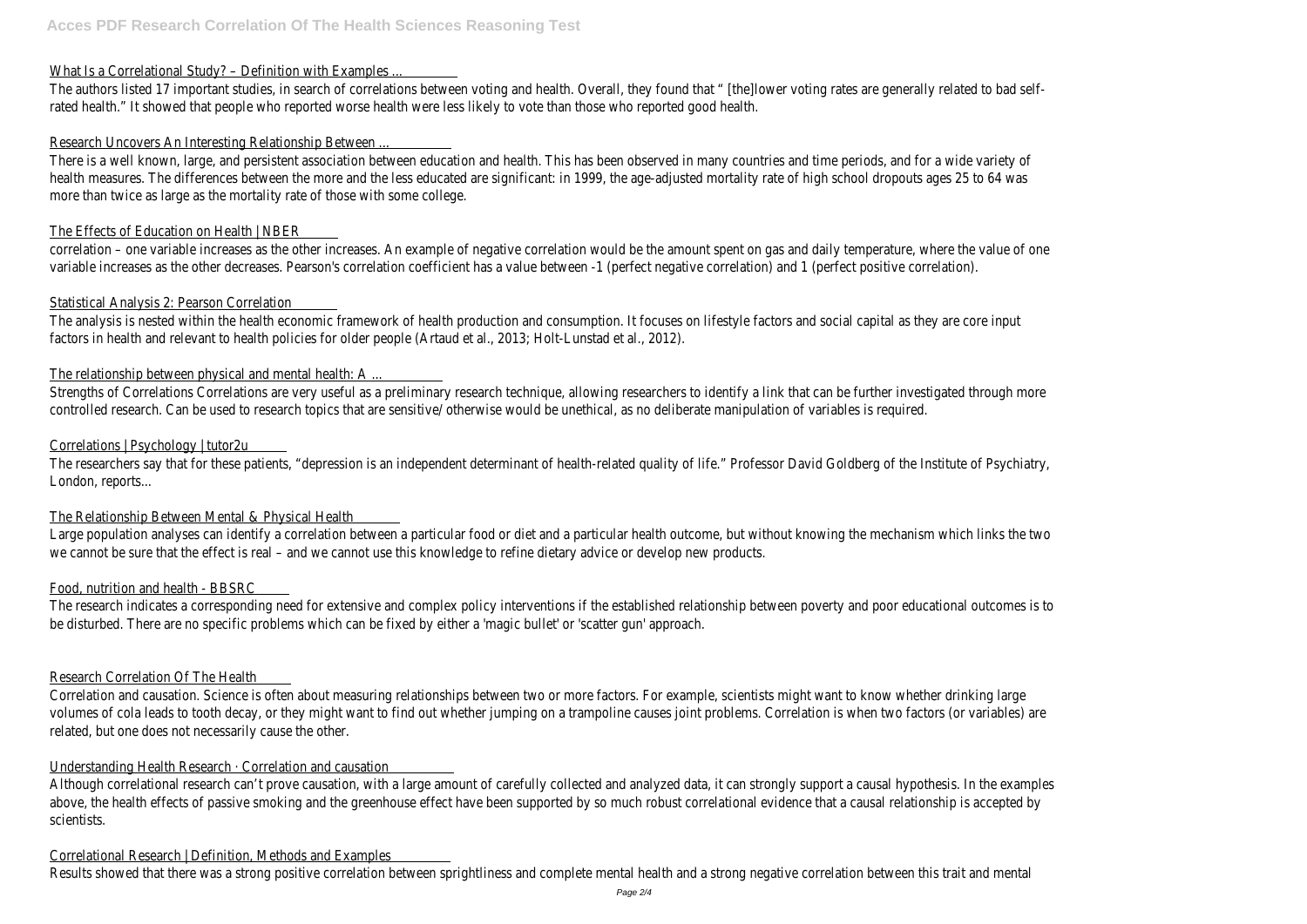What Is a Correlational Study? – Definition with Examples ...

The authors listed 17 important studies, in search of correlations between voting and health. Overall, they found that " [the]lower voting rates are generally related to bad self-rated health." It showed that people who reported worse health were less likely to vote than those who reported good health.

Research Uncovers An Interesting Relationship Between ...

There is a well known, large, and persistent association between education and health. This has been observed in many countries and time periods, and for a wide variety of health measures. The differences between the more and the less educated are significant: in 1999, the age-adjusted mortality rate of high school dropouts ages 25 to 64 was more than twice as large as the mortality rate of those with some college.

The Effects of Education on Health | NBER

correlation – one variable increases as the other increases. An example of negative correlation would be the amount spent on gas and daily temperature, where the value of one variable increases as the other decreases. Pearson's correlation coefficient has a value between -1 (perfect negative correlation) and 1 (perfect positive correlation).

Statistical Analysis 2: Pearson Correlation

The analysis is nested within the health economic framework of health production and consumption. It focuses on lifestyle factors and social capital as they are core input factors in health and relevant to health policies for older people (Artaud et al., 2013; Holt-Lunstad et al., 2012).

The relationship between physical and mental health: A ...

Strengths of Correlations Correlations are very useful as a preliminary research technique, allowing researchers to identify a link that can be further investigated through more controlled research. Can be used to research topics that are sensitive/ otherwise would be unethical, as no deliberate manipulation of variables is required.

Correlations | Psychology | tutor2u

The researchers say that for these patients, "depression is an independent determinant of health-related quality of life." Professor David Goldberg of the Institute of Psychiatry, London, reports...

The Relationship Between Mental & Physical Health

Large population analyses can identify a correlation between a particular food or diet and a particular health outcome, but without knowing the mechanism which links the two we cannot be sure that the effect is real – and we cannot use this knowledge to refine dietary advice or develop new products.

Food, nutrition and health - BBSRC

The research indicates a corresponding need for extensive and complex policy interventions if the established relationship between poverty and poor educational outcomes is to be disturbed. There are no specific problems which can be fixed by either a 'magic bullet' or 'scatter gun' approach.

Research Correlation Of The Health

Correlation and causation. Science is often about measuring relationships between two or more factors. For example, scientists might want to know whether drinking large volumes of cola leads to tooth decay, or they might want to find out whether jumping on a trampoline causes joint problems. Correlation is when two factors (or variables) are related, but one does not necessarily cause the other.

Understanding Health Research · Correlation and causation

Although correlational research can't prove causation, with a large amount of carefully collected and analyzed data, it can strongly support a causal hypothesis. In the examples above, the health effects of passive smoking and the greenhouse effect have been supported by so much robust correlational evidence that a causal relationship is accepted by scientists.

Correlational Research | Definition, Methods and Examples

Results showed that there was a strong positive correlation between sprightliness and complete mental health and a strong negative correlation between this trait and mental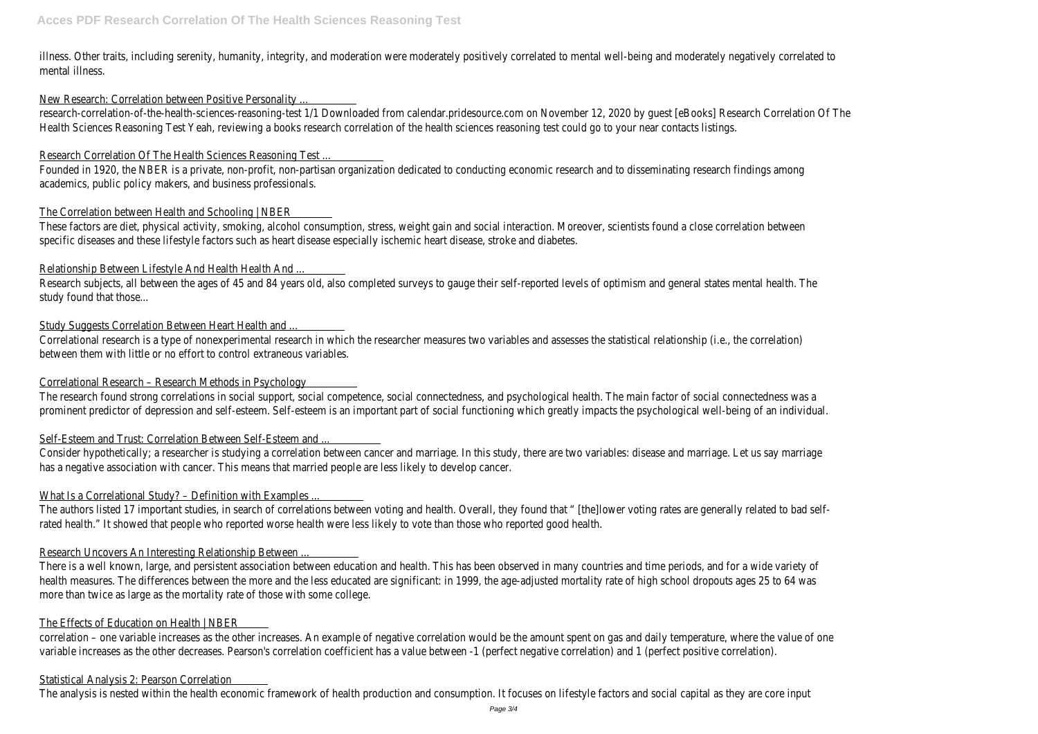illness. Other traits, including serenity, humanity, integrity, and moderation were moderately positively correlated to mental well-being and moderately negatively correlated to mental illness.

New Research: Correlation between Positive Personality ...

research-correlation-of-the-health-sciences-reasoning-test 1/1 Downloaded from calendar.pridesource.com on November 12, 2020 by guest [eBooks] Research Correlation Of The Health Sciences Reasoning Test Yeah, reviewing a books research correlation of the health sciences reasoning test could go to your near contacts listings.

Research Correlation Of The Health Sciences Reasoning Test ...

Founded in 1920, the NBER is a private, non-profit, non-partisan organization dedicated to conducting economic research and to disseminating research findings among academics, public policy makers, and business professionals.

The Correlation between Health and Schooling | NBER

These factors are diet, physical activity, smoking, alcohol consumption, stress, weight gain and social interaction. Moreover, scientists found a close correlation between specific diseases and these lifestyle factors such as heart disease especially ischemic heart disease, stroke and diabetes.

Relationship Between Lifestyle And Health Health And ...

Research subjects, all between the ages of 45 and 84 years old, also completed surveys to gauge their self-reported levels of optimism and general states mental health. The study found that those...

Study Suggests Correlation Between Heart Health and ...

Correlational research is a type of nonexperimental research in which the researcher measures two variables and assesses the statistical relationship (i.e., the correlation) between them with little or no effort to control extraneous variables.

Correlational Research – Research Methods in Psychology

The research found strong correlations in social support, social competence, social connectedness, and psychological health. The main factor of social connectedness was a prominent predictor of depression and self-esteem. Self-esteem is an important part of social functioning which greatly impacts the psychological well-being of an individual.

Self-Esteem and Trust: Correlation Between Self-Esteem and ...

Consider hypothetically; a researcher is studying a correlation between cancer and marriage. In this study, there are two variables: disease and marriage. Let us say marriage has a negative association with cancer. This means that married people are less likely to develop cancer.

What Is a Correlational Study? – Definition with Examples ...

The authors listed 17 important studies, in search of correlations between voting and health. Overall, they found that " [the]lower voting rates are generally related to bad self-rated health." It showed that people who reported worse health were less likely to vote than those who reported good health.

Research Uncovers An Interesting Relationship Between ...

There is a well known, large, and persistent association between education and health. This has been observed in many countries and time periods, and for a wide variety of health measures. The differences between the more and the less educated are significant: in 1999, the age-adjusted mortality rate of high school dropouts ages 25 to 64 was more than twice as large as the mortality rate of those with some college.

The Effects of Education on Health | NBER

correlation – one variable increases as the other increases. An example of negative correlation would be the amount spent on gas and daily temperature, where the value of one variable increases as the other decreases. Pearson's correlation coefficient has a value between -1 (perfect negative correlation) and 1 (perfect positive correlation).

Statistical Analysis 2: Pearson Correlation

The analysis is nested within the health economic framework of health production and consumption. It focuses on lifestyle factors and social capital as they are core input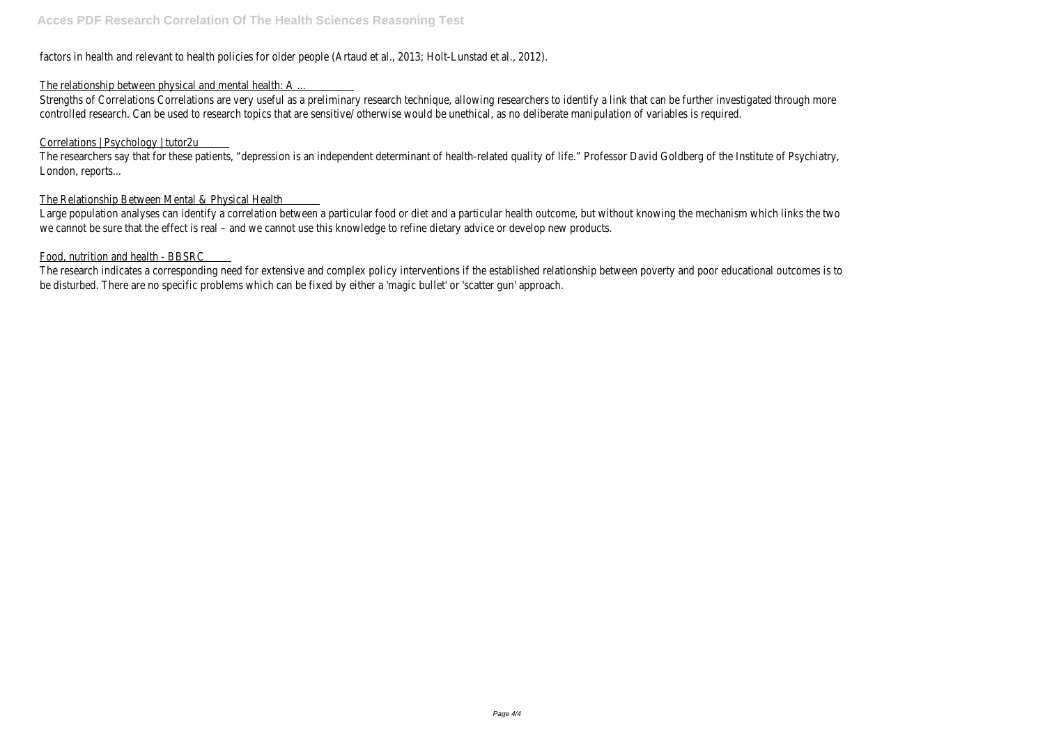factors in health and relevant to health policies for older people (Artaud et al., 2013; Holt-Lunstad et al., 2012).

The relationship between physical and mental health: A ...

Strengths of Correlations Correlations are very useful as a preliminary research technique, allowing researchers to identify a link that can be further investigated through more controlled research. Can be used to research topics that are sensitive/ otherwise would be unethical, as no deliberate manipulation of variables is required.

Correlations | Psychology | tutor2u

The researchers say that for these patients, “depression is an independent determinant of health-related quality of life.” Professor David Goldberg of the Institute of Psychiatry, London, reports...

The Relationship Between Mental & Physical Health

Large population analyses can identify a correlation between a particular food or diet and a particular health outcome, but without knowing the mechanism which links the two we cannot be sure that the effect is real – and we cannot use this knowledge to refine dietary advice or develop new products.

Food, nutrition and health - BBSRC

The research indicates a corresponding need for extensive and complex policy interventions if the established relationship between poverty and poor educational outcomes is to be disturbed. There are no specific problems which can be fixed by either a 'magic bullet' or 'scatter gun' approach.